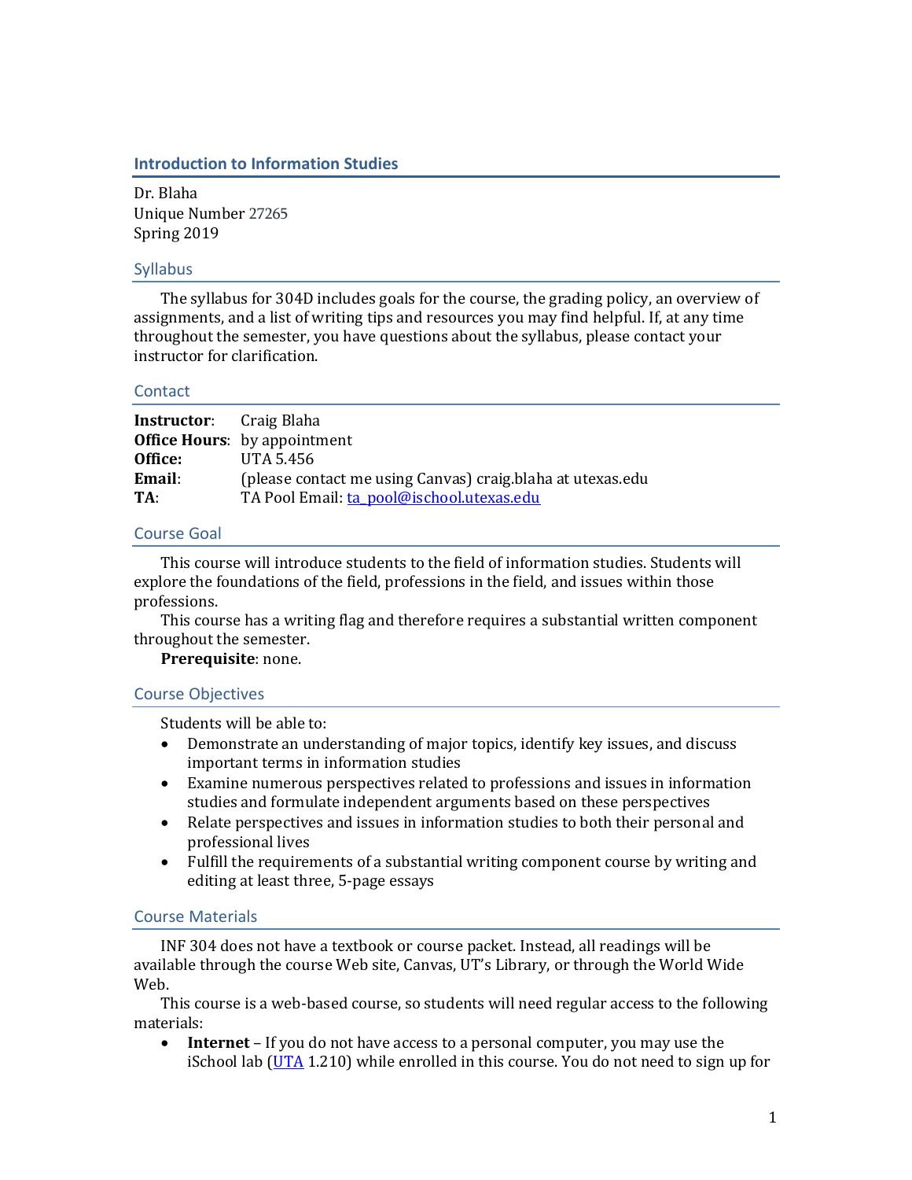## Introduction to Information Studies

Dr. Blaha
Unique Number 27265
Spring 2019

### Syllabus

The syllabus for 304D includes goals for the course, the grading policy, an overview of assignments, and a list of writing tips and resources you may find helpful. If, at any time throughout the semester, you have questions about the syllabus, please contact your instructor for clarification.

### Contact

**Instructor**: Craig Blaha
**Office Hours**: by appointment
**Office:** UTA 5.456
**Email**: (please contact me using Canvas) craig.blaha at utexas.edu
**TA**: TA Pool Email: ta_pool@ischool.utexas.edu

### Course Goal

This course will introduce students to the field of information studies. Students will explore the foundations of the field, professions in the field, and issues within those professions.

This course has a writing flag and therefore requires a substantial written component throughout the semester.

**Prerequisite**: none.

### Course Objectives

Students will be able to:

- Demonstrate an understanding of major topics, identify key issues, and discuss important terms in information studies
- Examine numerous perspectives related to professions and issues in information studies and formulate independent arguments based on these perspectives
- Relate perspectives and issues in information studies to both their personal and professional lives
- Fulfill the requirements of a substantial writing component course by writing and editing at least three, 5-page essays

### Course Materials

INF 304 does not have a textbook or course packet. Instead, all readings will be available through the course Web site, Canvas, UT's Library, or through the World Wide Web.

This course is a web-based course, so students will need regular access to the following materials:

- **Internet** – If you do not have access to a personal computer, you may use the iSchool lab (UTA 1.210) while enrolled in this course. You do not need to sign up for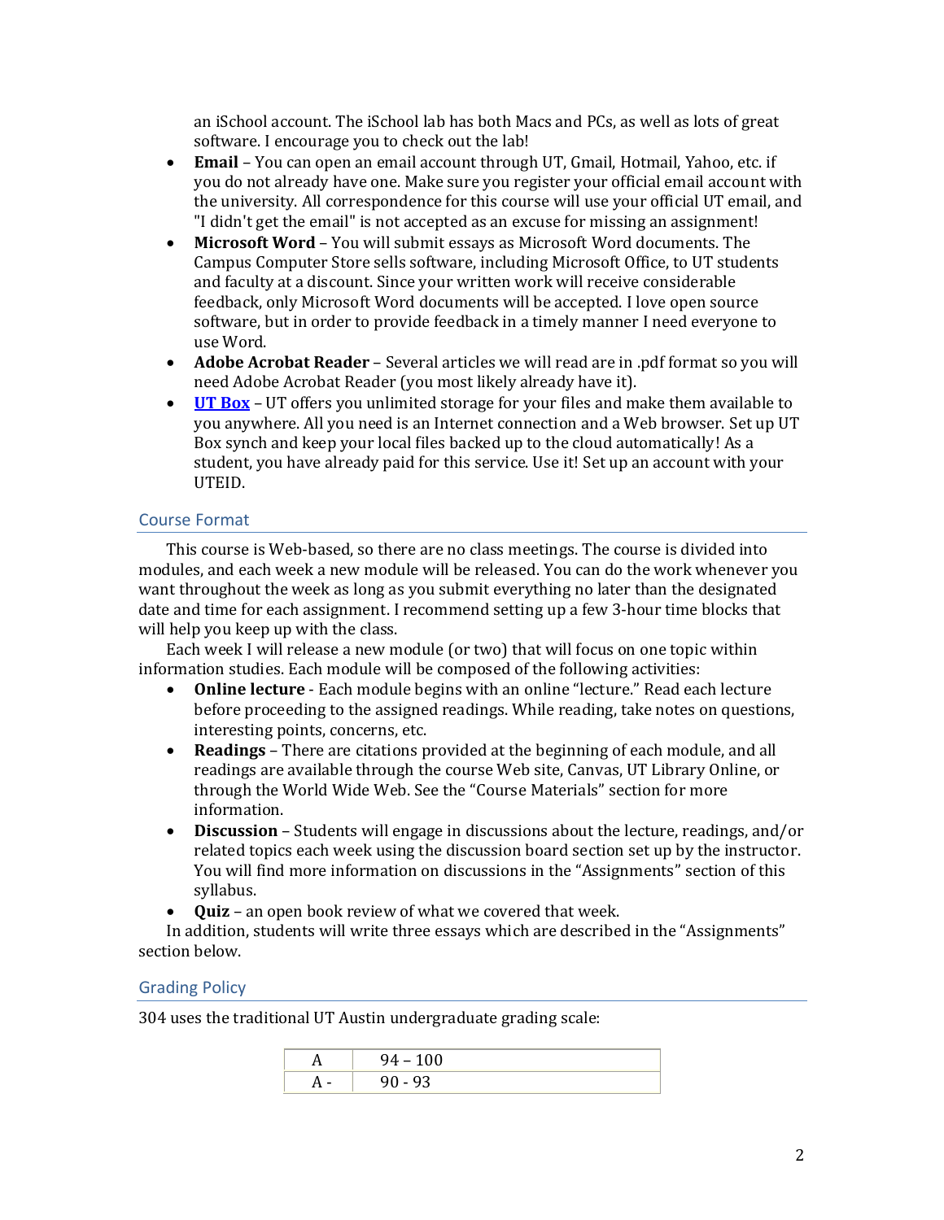an iSchool account. The iSchool lab has both Macs and PCs, as well as lots of great software. I encourage you to check out the lab!

- **Email** – You can open an email account through UT, Gmail, Hotmail, Yahoo, etc. if you do not already have one. Make sure you register your official email account with the university. All correspondence for this course will use your official UT email, and "I didn't get the email" is not accepted as an excuse for missing an assignment!
- **Microsoft Word** – You will submit essays as Microsoft Word documents. The Campus Computer Store sells software, including Microsoft Office, to UT students and faculty at a discount. Since your written work will receive considerable feedback, only Microsoft Word documents will be accepted. I love open source software, but in order to provide feedback in a timely manner I need everyone to use Word.
- **Adobe Acrobat Reader** – Several articles we will read are in .pdf format so you will need Adobe Acrobat Reader (you most likely already have it).
- **UT Box** – UT offers you unlimited storage for your files and make them available to you anywhere. All you need is an Internet connection and a Web browser. Set up UT Box synch and keep your local files backed up to the cloud automatically! As a student, you have already paid for this service. Use it! Set up an account with your UTEID.

## Course Format

This course is Web-based, so there are no class meetings. The course is divided into modules, and each week a new module will be released. You can do the work whenever you want throughout the week as long as you submit everything no later than the designated date and time for each assignment. I recommend setting up a few 3-hour time blocks that will help you keep up with the class.

Each week I will release a new module (or two) that will focus on one topic within information studies. Each module will be composed of the following activities:

- **Online lecture** - Each module begins with an online "lecture." Read each lecture before proceeding to the assigned readings. While reading, take notes on questions, interesting points, concerns, etc.
- **Readings** – There are citations provided at the beginning of each module, and all readings are available through the course Web site, Canvas, UT Library Online, or through the World Wide Web. See the "Course Materials" section for more information.
- **Discussion** – Students will engage in discussions about the lecture, readings, and/or related topics each week using the discussion board section set up by the instructor. You will find more information on discussions in the "Assignments" section of this syllabus.
- **Quiz** – an open book review of what we covered that week.

In addition, students will write three essays which are described in the "Assignments" section below.

## Grading Policy

304 uses the traditional UT Austin undergraduate grading scale:

| | |
|---|---|
| A | 94 – 100 |
| A - | 90 - 93 |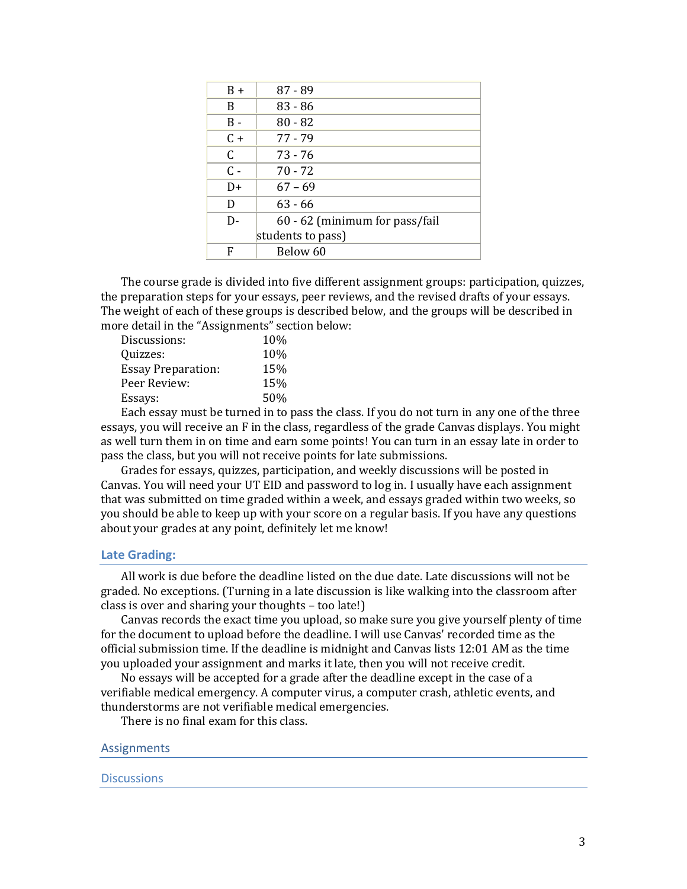| B + | 87 - 89 |
| --- | --- |
| B | 83 - 86 |
| B - | 80 - 82 |
| C + | 77 - 79 |
| C | 73 - 76 |
| C - | 70 - 72 |
| D+ | 67 – 69 |
| D | 63 - 66 |
| D- | 60 - 62 (minimum for pass/fail students to pass) |
| F | Below 60 |

The course grade is divided into five different assignment groups: participation, quizzes, the preparation steps for your essays, peer reviews, and the revised drafts of your essays. The weight of each of these groups is described below, and the groups will be described in more detail in the "Assignments" section below:

Discussions: 10%
Quizzes: 10%
Essay Preparation: 15%
Peer Review: 15%
Essays: 50%

Each essay must be turned in to pass the class. If you do not turn in any one of the three essays, you will receive an F in the class, regardless of the grade Canvas displays. You might as well turn them in on time and earn some points! You can turn in an essay late in order to pass the class, but you will not receive points for late submissions.

Grades for essays, quizzes, participation, and weekly discussions will be posted in Canvas. You will need your UT EID and password to log in. I usually have each assignment that was submitted on time graded within a week, and essays graded within two weeks, so you should be able to keep up with your score on a regular basis. If you have any questions about your grades at any point, definitely let me know!

## Late Grading:

All work is due before the deadline listed on the due date. Late discussions will not be graded. No exceptions. (Turning in a late discussion is like walking into the classroom after class is over and sharing your thoughts – too late!)

Canvas records the exact time you upload, so make sure you give yourself plenty of time for the document to upload before the deadline. I will use Canvas' recorded time as the official submission time. If the deadline is midnight and Canvas lists 12:01 AM as the time you uploaded your assignment and marks it late, then you will not receive credit.

No essays will be accepted for a grade after the deadline except in the case of a verifiable medical emergency. A computer virus, a computer crash, athletic events, and thunderstorms are not verifiable medical emergencies.

There is no final exam for this class.

## Assignments

### Discussions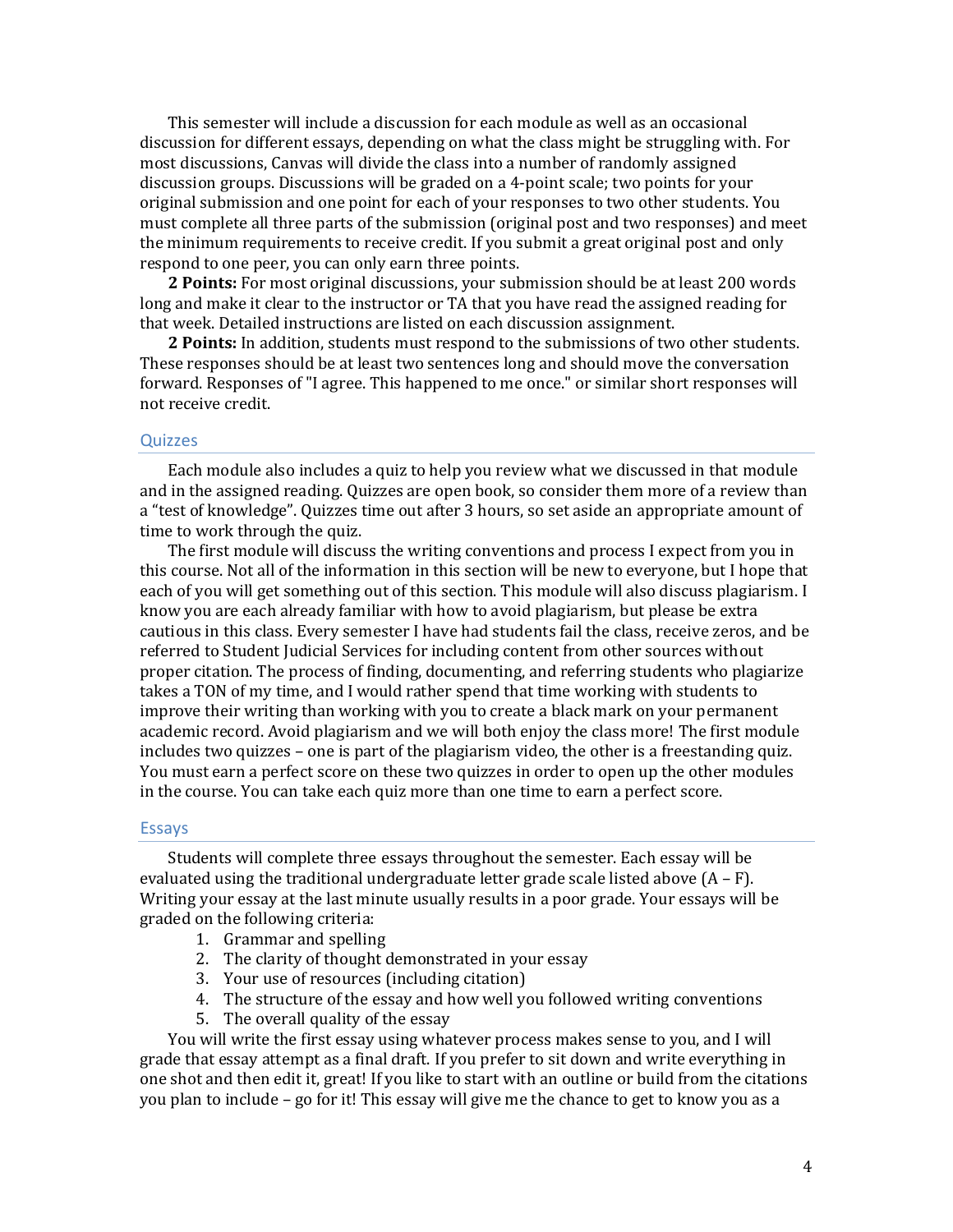This semester will include a discussion for each module as well as an occasional discussion for different essays, depending on what the class might be struggling with. For most discussions, Canvas will divide the class into a number of randomly assigned discussion groups. Discussions will be graded on a 4-point scale; two points for your original submission and one point for each of your responses to two other students. You must complete all three parts of the submission (original post and two responses) and meet the minimum requirements to receive credit. If you submit a great original post and only respond to one peer, you can only earn three points.

**2 Points:** For most original discussions, your submission should be at least 200 words long and make it clear to the instructor or TA that you have read the assigned reading for that week. Detailed instructions are listed on each discussion assignment.

**2 Points:** In addition, students must respond to the submissions of two other students. These responses should be at least two sentences long and should move the conversation forward. Responses of "I agree. This happened to me once." or similar short responses will not receive credit.

## Quizzes

Each module also includes a quiz to help you review what we discussed in that module and in the assigned reading. Quizzes are open book, so consider them more of a review than a "test of knowledge". Quizzes time out after 3 hours, so set aside an appropriate amount of time to work through the quiz.

The first module will discuss the writing conventions and process I expect from you in this course. Not all of the information in this section will be new to everyone, but I hope that each of you will get something out of this section. This module will also discuss plagiarism. I know you are each already familiar with how to avoid plagiarism, but please be extra cautious in this class. Every semester I have had students fail the class, receive zeros, and be referred to Student Judicial Services for including content from other sources without proper citation. The process of finding, documenting, and referring students who plagiarize takes a TON of my time, and I would rather spend that time working with students to improve their writing than working with you to create a black mark on your permanent academic record. Avoid plagiarism and we will both enjoy the class more! The first module includes two quizzes – one is part of the plagiarism video, the other is a freestanding quiz. You must earn a perfect score on these two quizzes in order to open up the other modules in the course. You can take each quiz more than one time to earn a perfect score.

## Essays

Students will complete three essays throughout the semester. Each essay will be evaluated using the traditional undergraduate letter grade scale listed above (A – F). Writing your essay at the last minute usually results in a poor grade. Your essays will be graded on the following criteria:

1. Grammar and spelling
2. The clarity of thought demonstrated in your essay
3. Your use of resources (including citation)
4. The structure of the essay and how well you followed writing conventions
5. The overall quality of the essay

You will write the first essay using whatever process makes sense to you, and I will grade that essay attempt as a final draft. If you prefer to sit down and write everything in one shot and then edit it, great! If you like to start with an outline or build from the citations you plan to include – go for it! This essay will give me the chance to get to know you as a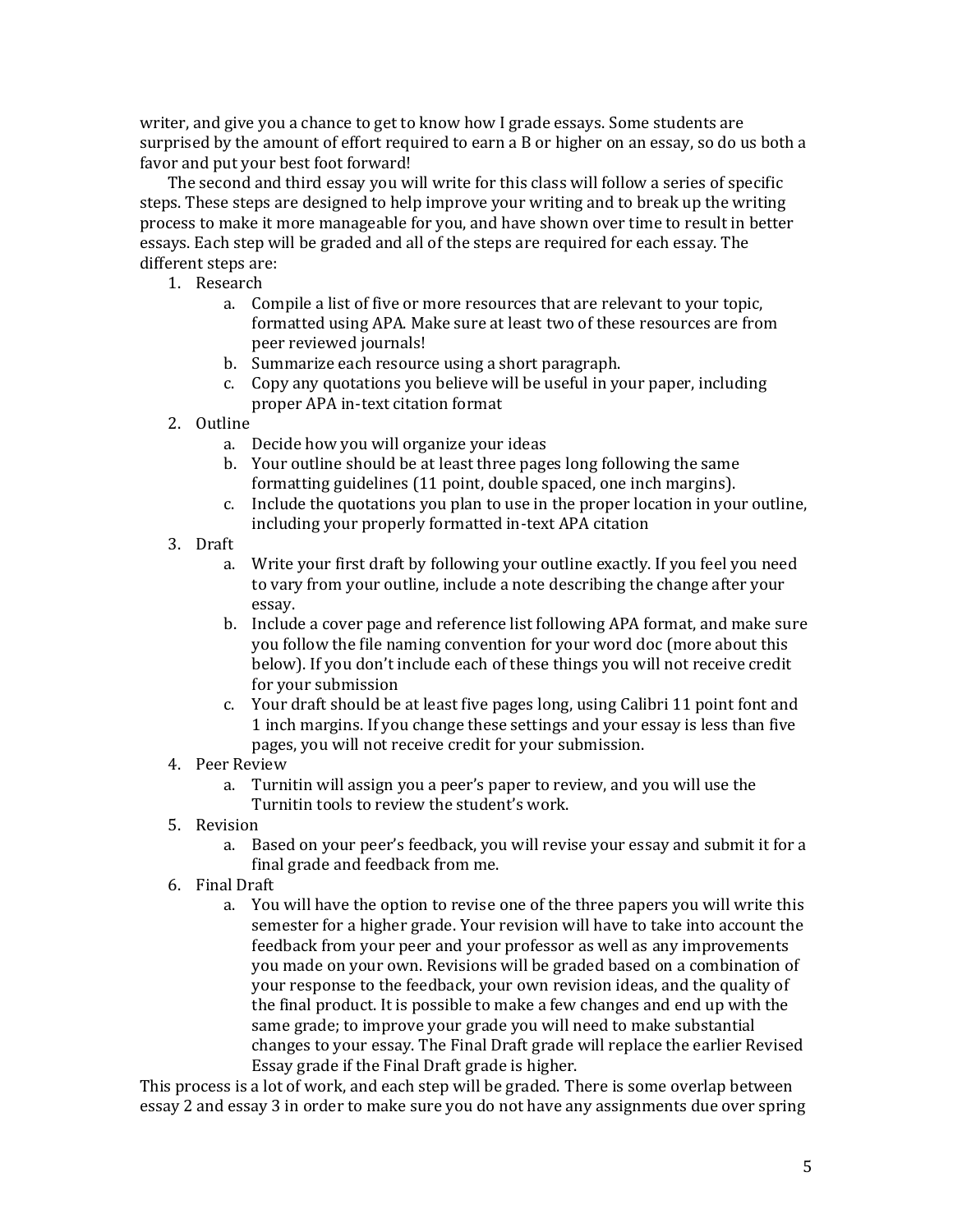writer, and give you a chance to get to know how I grade essays. Some students are surprised by the amount of effort required to earn a B or higher on an essay, so do us both a favor and put your best foot forward!

The second and third essay you will write for this class will follow a series of specific steps. These steps are designed to help improve your writing and to break up the writing process to make it more manageable for you, and have shown over time to result in better essays. Each step will be graded and all of the steps are required for each essay. The different steps are:

1. Research
    a. Compile a list of five or more resources that are relevant to your topic, formatted using APA. Make sure at least two of these resources are from peer reviewed journals!
    b. Summarize each resource using a short paragraph.
    c. Copy any quotations you believe will be useful in your paper, including proper APA in-text citation format
2. Outline
    a. Decide how you will organize your ideas
    b. Your outline should be at least three pages long following the same formatting guidelines (11 point, double spaced, one inch margins).
    c. Include the quotations you plan to use in the proper location in your outline, including your properly formatted in-text APA citation
3. Draft
    a. Write your first draft by following your outline exactly. If you feel you need to vary from your outline, include a note describing the change after your essay.
    b. Include a cover page and reference list following APA format, and make sure you follow the file naming convention for your word doc (more about this below). If you don't include each of these things you will not receive credit for your submission
    c. Your draft should be at least five pages long, using Calibri 11 point font and 1 inch margins. If you change these settings and your essay is less than five pages, you will not receive credit for your submission.
4. Peer Review
    a. Turnitin will assign you a peer's paper to review, and you will use the Turnitin tools to review the student's work.
5. Revision
    a. Based on your peer's feedback, you will revise your essay and submit it for a final grade and feedback from me.
6. Final Draft
    a. You will have the option to revise one of the three papers you will write this semester for a higher grade. Your revision will have to take into account the feedback from your peer and your professor as well as any improvements you made on your own. Revisions will be graded based on a combination of your response to the feedback, your own revision ideas, and the quality of the final product. It is possible to make a few changes and end up with the same grade; to improve your grade you will need to make substantial changes to your essay. The Final Draft grade will replace the earlier Revised Essay grade if the Final Draft grade is higher.

This process is a lot of work, and each step will be graded. There is some overlap between essay 2 and essay 3 in order to make sure you do not have any assignments due over spring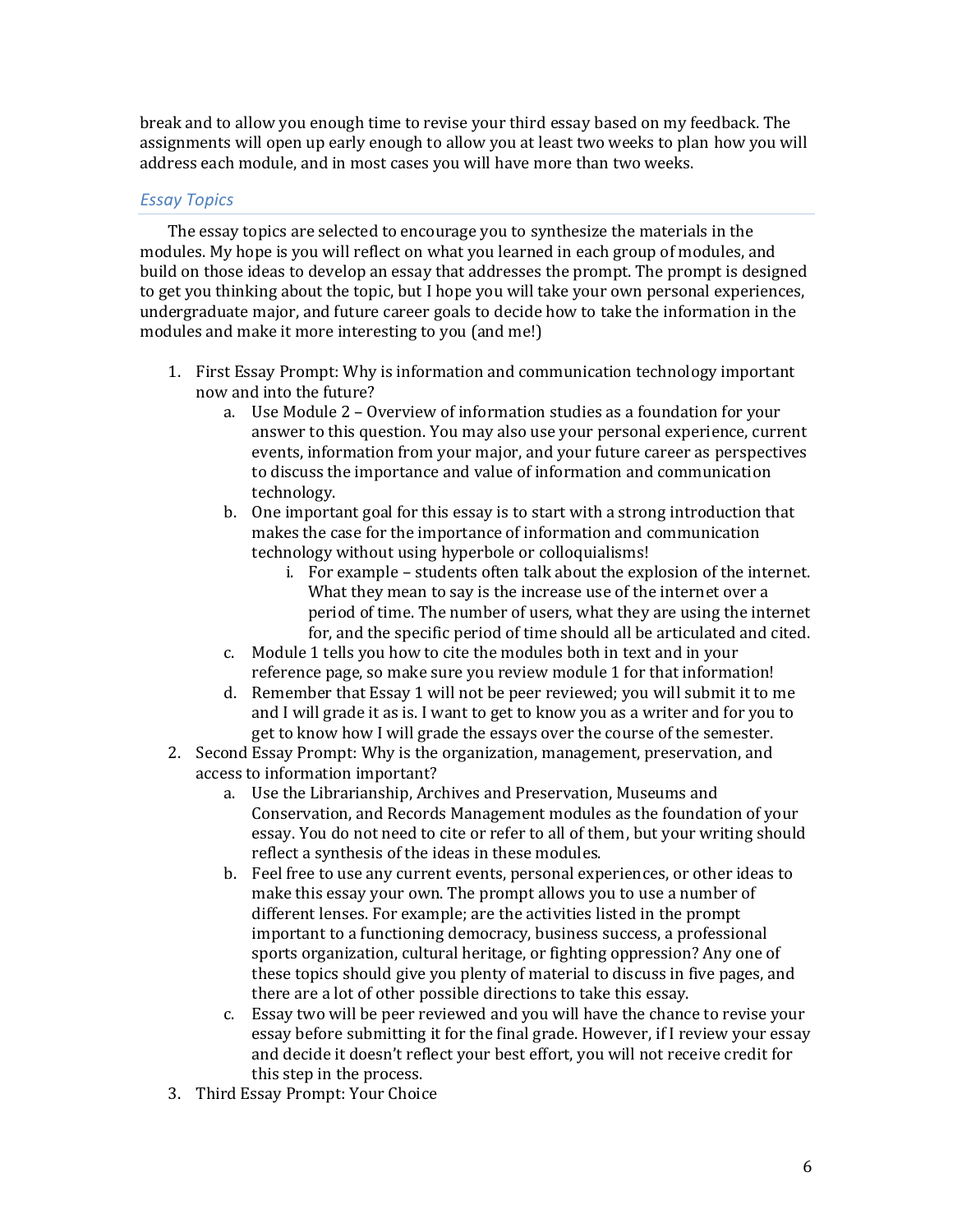break and to allow you enough time to revise your third essay based on my feedback. The assignments will open up early enough to allow you at least two weeks to plan how you will address each module, and in most cases you will have more than two weeks.

### *Essay Topics*

The essay topics are selected to encourage you to synthesize the materials in the modules. My hope is you will reflect on what you learned in each group of modules, and build on those ideas to develop an essay that addresses the prompt. The prompt is designed to get you thinking about the topic, but I hope you will take your own personal experiences, undergraduate major, and future career goals to decide how to take the information in the modules and make it more interesting to you (and me!)

1. First Essay Prompt: Why is information and communication technology important now and into the future?
    a. Use Module 2 – Overview of information studies as a foundation for your answer to this question. You may also use your personal experience, current events, information from your major, and your future career as perspectives to discuss the importance and value of information and communication technology.
    b. One important goal for this essay is to start with a strong introduction that makes the case for the importance of information and communication technology without using hyperbole or colloquialisms!
        i. For example – students often talk about the explosion of the internet. What they mean to say is the increase use of the internet over a period of time. The number of users, what they are using the internet for, and the specific period of time should all be articulated and cited.
    c. Module 1 tells you how to cite the modules both in text and in your reference page, so make sure you review module 1 for that information!
    d. Remember that Essay 1 will not be peer reviewed; you will submit it to me and I will grade it as is. I want to get to know you as a writer and for you to get to know how I will grade the essays over the course of the semester.
2. Second Essay Prompt: Why is the organization, management, preservation, and access to information important?
    a. Use the Librarianship, Archives and Preservation, Museums and Conservation, and Records Management modules as the foundation of your essay. You do not need to cite or refer to all of them, but your writing should reflect a synthesis of the ideas in these modules.
    b. Feel free to use any current events, personal experiences, or other ideas to make this essay your own. The prompt allows you to use a number of different lenses. For example; are the activities listed in the prompt important to a functioning democracy, business success, a professional sports organization, cultural heritage, or fighting oppression? Any one of these topics should give you plenty of material to discuss in five pages, and there are a lot of other possible directions to take this essay.
    c. Essay two will be peer reviewed and you will have the chance to revise your essay before submitting it for the final grade. However, if I review your essay and decide it doesn't reflect your best effort, you will not receive credit for this step in the process.
3. Third Essay Prompt: Your Choice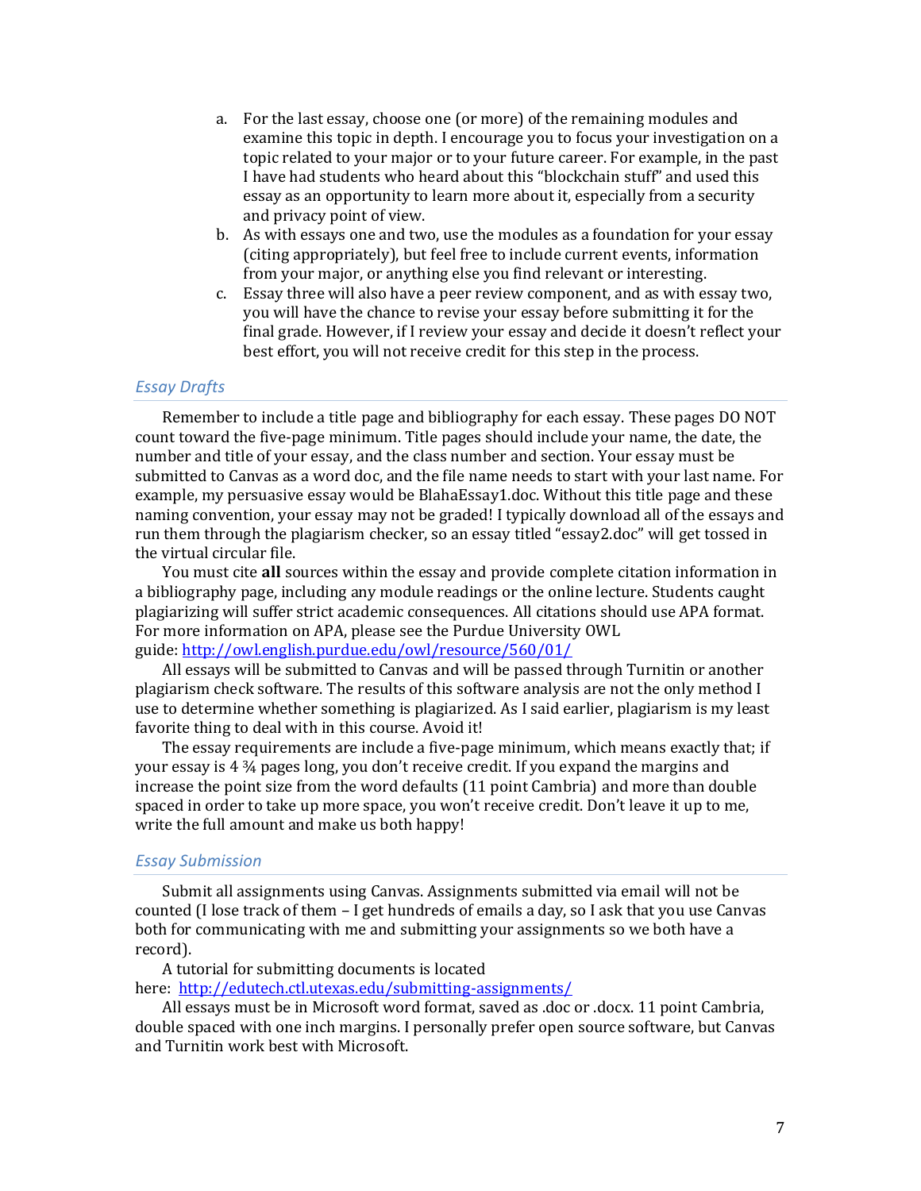a. For the last essay, choose one (or more) of the remaining modules and examine this topic in depth. I encourage you to focus your investigation on a topic related to your major or to your future career. For example, in the past I have had students who heard about this "blockchain stuff" and used this essay as an opportunity to learn more about it, especially from a security and privacy point of view.
b. As with essays one and two, use the modules as a foundation for your essay (citing appropriately), but feel free to include current events, information from your major, or anything else you find relevant or interesting.
c. Essay three will also have a peer review component, and as with essay two, you will have the chance to revise your essay before submitting it for the final grade. However, if I review your essay and decide it doesn't reflect your best effort, you will not receive credit for this step in the process.

### *Essay Drafts*

Remember to include a title page and bibliography for each essay. These pages DO NOT count toward the five-page minimum. Title pages should include your name, the date, the number and title of your essay, and the class number and section. Your essay must be submitted to Canvas as a word doc, and the file name needs to start with your last name. For example, my persuasive essay would be BlahaEssay1.doc. Without this title page and these naming convention, your essay may not be graded! I typically download all of the essays and run them through the plagiarism checker, so an essay titled "essay2.doc" will get tossed in the virtual circular file.

You must cite **all** sources within the essay and provide complete citation information in a bibliography page, including any module readings or the online lecture. Students caught plagiarizing will suffer strict academic consequences. All citations should use APA format. For more information on APA, please see the Purdue University OWL guide: [http://owl.english.purdue.edu/owl/resource/560/01/](http://owl.english.purdue.edu/owl/resource/560/01/)

All essays will be submitted to Canvas and will be passed through Turnitin or another plagiarism check software. The results of this software analysis are not the only method I use to determine whether something is plagiarized. As I said earlier, plagiarism is my least favorite thing to deal with in this course. Avoid it!

The essay requirements are include a five-page minimum, which means exactly that; if your essay is 4 ¾ pages long, you don't receive credit. If you expand the margins and increase the point size from the word defaults (11 point Cambria) and more than double spaced in order to take up more space, you won't receive credit. Don't leave it up to me, write the full amount and make us both happy!

### *Essay Submission*

Submit all assignments using Canvas. Assignments submitted via email will not be counted (I lose track of them – I get hundreds of emails a day, so I ask that you use Canvas both for communicating with me and submitting your assignments so we both have a record).

A tutorial for submitting documents is located here: [http://edutech.ctl.utexas.edu/submitting-assignments/](http://edutech.ctl.utexas.edu/submitting-assignments/)

All essays must be in Microsoft word format, saved as .doc or .docx. 11 point Cambria, double spaced with one inch margins. I personally prefer open source software, but Canvas and Turnitin work best with Microsoft.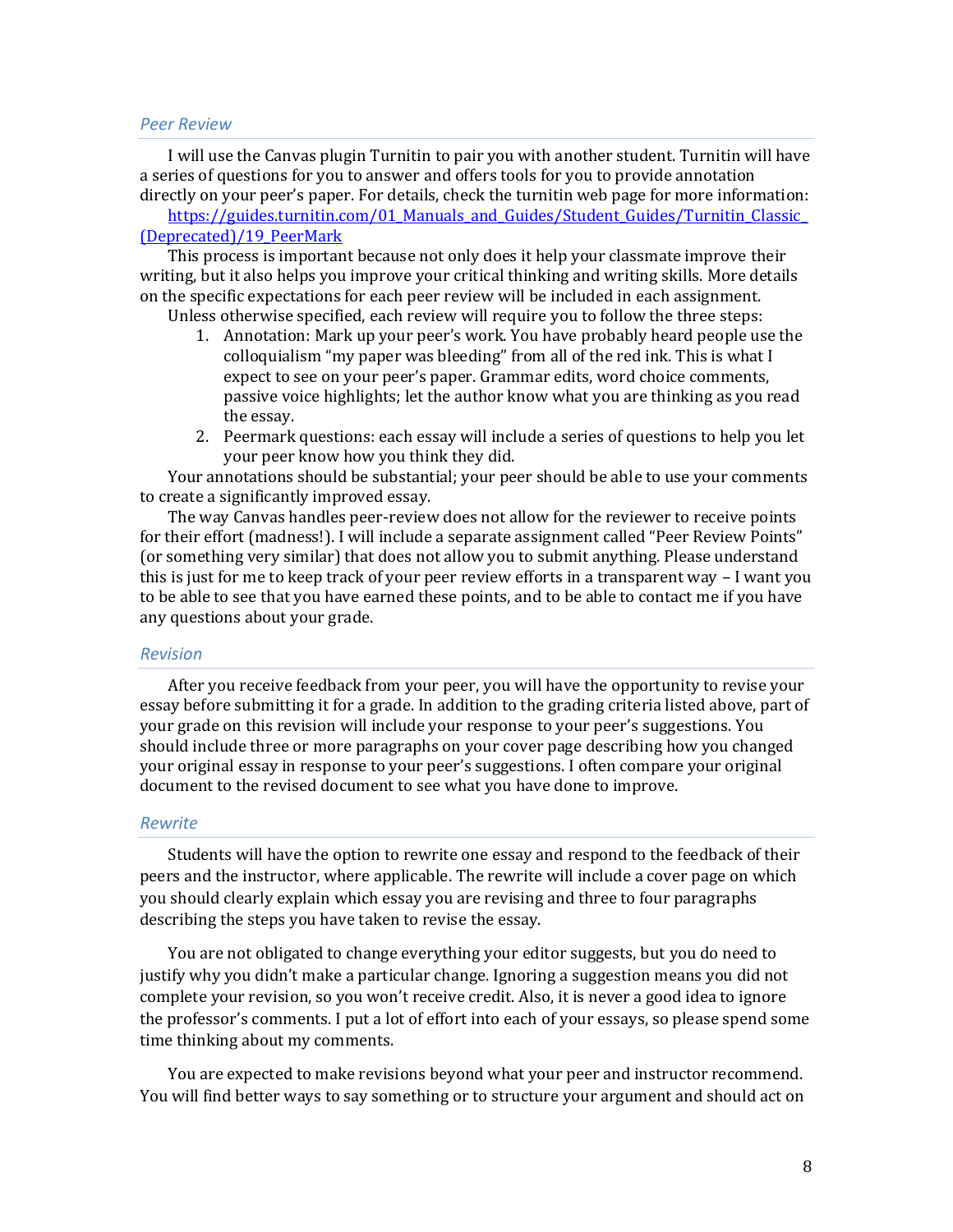### *Peer Review*

I will use the Canvas plugin Turnitin to pair you with another student. Turnitin will have a series of questions for you to answer and offers tools for you to provide annotation directly on your peer's paper. For details, check the turnitin web page for more information: [https://guides.turnitin.com/01_Manuals_and_Guides/Student_Guides/Turnitin_Classic_(Deprecated)/19_PeerMark](https://guides.turnitin.com/01_Manuals_and_Guides/Student_Guides/Turnitin_Classic_(Deprecated)/19_PeerMark)

This process is important because not only does it help your classmate improve their writing, but it also helps you improve your critical thinking and writing skills. More details on the specific expectations for each peer review will be included in each assignment.

Unless otherwise specified, each review will require you to follow the three steps:

1. Annotation: Mark up your peer's work. You have probably heard people use the colloquialism "my paper was bleeding" from all of the red ink. This is what I expect to see on your peer's paper. Grammar edits, word choice comments, passive voice highlights; let the author know what you are thinking as you read the essay.
2. Peermark questions: each essay will include a series of questions to help you let your peer know how you think they did.

Your annotations should be substantial; your peer should be able to use your comments to create a significantly improved essay.

The way Canvas handles peer-review does not allow for the reviewer to receive points for their effort (madness!). I will include a separate assignment called "Peer Review Points" (or something very similar) that does not allow you to submit anything. Please understand this is just for me to keep track of your peer review efforts in a transparent way – I want you to be able to see that you have earned these points, and to be able to contact me if you have any questions about your grade.

### *Revision*

After you receive feedback from your peer, you will have the opportunity to revise your essay before submitting it for a grade. In addition to the grading criteria listed above, part of your grade on this revision will include your response to your peer's suggestions. You should include three or more paragraphs on your cover page describing how you changed your original essay in response to your peer's suggestions. I often compare your original document to the revised document to see what you have done to improve.

### *Rewrite*

Students will have the option to rewrite one essay and respond to the feedback of their peers and the instructor, where applicable. The rewrite will include a cover page on which you should clearly explain which essay you are revising and three to four paragraphs describing the steps you have taken to revise the essay.

You are not obligated to change everything your editor suggests, but you do need to justify why you didn't make a particular change. Ignoring a suggestion means you did not complete your revision, so you won't receive credit. Also, it is never a good idea to ignore the professor's comments. I put a lot of effort into each of your essays, so please spend some time thinking about my comments.

You are expected to make revisions beyond what your peer and instructor recommend. You will find better ways to say something or to structure your argument and should act on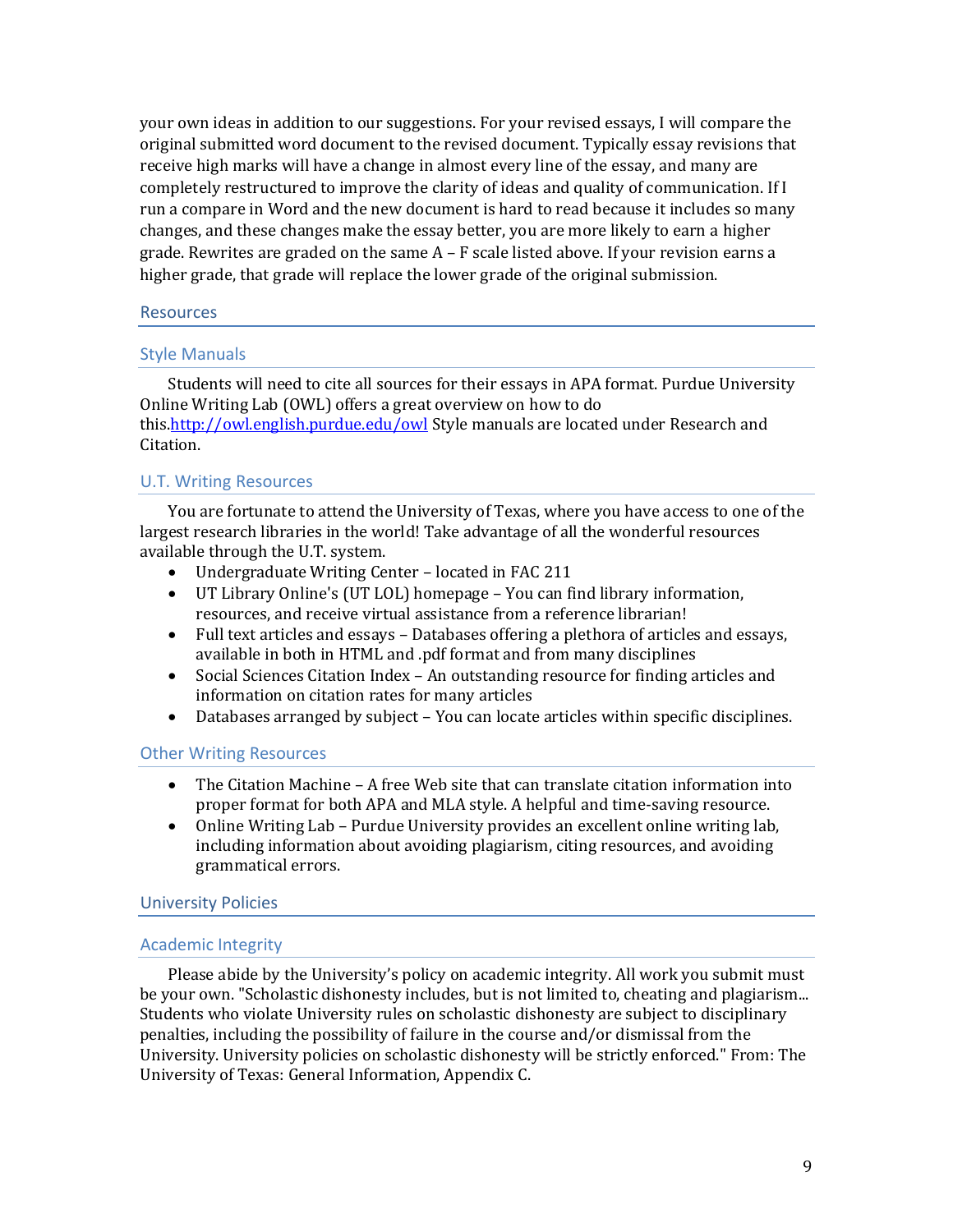your own ideas in addition to our suggestions. For your revised essays, I will compare the original submitted word document to the revised document. Typically essay revisions that receive high marks will have a change in almost every line of the essay, and many are completely restructured to improve the clarity of ideas and quality of communication. If I run a compare in Word and the new document is hard to read because it includes so many changes, and these changes make the essay better, you are more likely to earn a higher grade. Rewrites are graded on the same A – F scale listed above. If your revision earns a higher grade, that grade will replace the lower grade of the original submission.

## Resources

### Style Manuals

Students will need to cite all sources for their essays in APA format. Purdue University Online Writing Lab (OWL) offers a great overview on how to do this.http://owl.english.purdue.edu/owl Style manuals are located under Research and Citation.

### U.T. Writing Resources

You are fortunate to attend the University of Texas, where you have access to one of the largest research libraries in the world! Take advantage of all the wonderful resources available through the U.T. system.

- Undergraduate Writing Center – located in FAC 211
- UT Library Online's (UT LOL) homepage – You can find library information, resources, and receive virtual assistance from a reference librarian!
- Full text articles and essays – Databases offering a plethora of articles and essays, available in both in HTML and .pdf format and from many disciplines
- Social Sciences Citation Index – An outstanding resource for finding articles and information on citation rates for many articles
- Databases arranged by subject – You can locate articles within specific disciplines.

### Other Writing Resources

- The Citation Machine – A free Web site that can translate citation information into proper format for both APA and MLA style. A helpful and time-saving resource.
- Online Writing Lab – Purdue University provides an excellent online writing lab, including information about avoiding plagiarism, citing resources, and avoiding grammatical errors.

## University Policies

### Academic Integrity

Please abide by the University's policy on academic integrity. All work you submit must be your own. "Scholastic dishonesty includes, but is not limited to, cheating and plagiarism... Students who violate University rules on scholastic dishonesty are subject to disciplinary penalties, including the possibility of failure in the course and/or dismissal from the University. University policies on scholastic dishonesty will be strictly enforced." From: The University of Texas: General Information, Appendix C.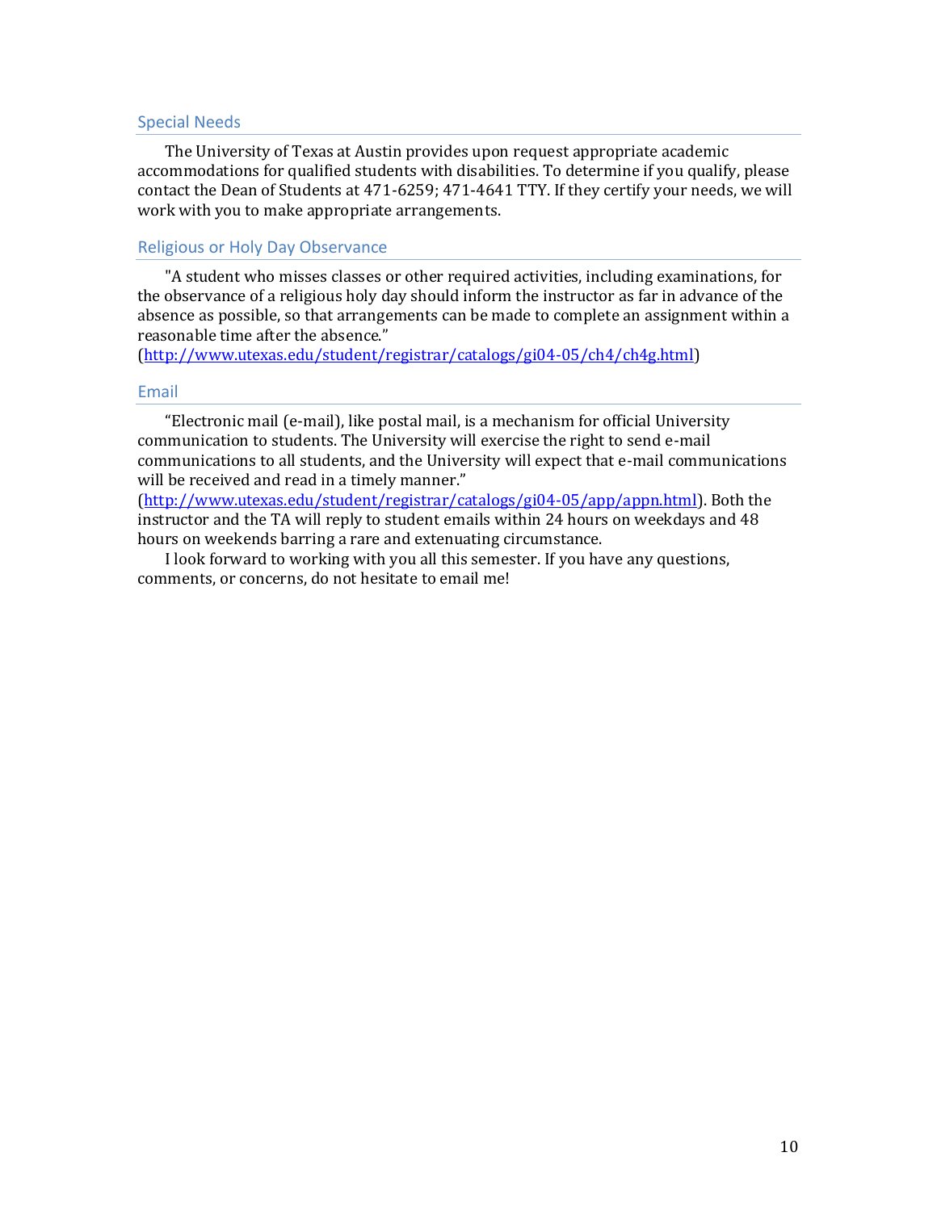## Special Needs

The University of Texas at Austin provides upon request appropriate academic accommodations for qualified students with disabilities. To determine if you qualify, please contact the Dean of Students at 471-6259; 471-4641 TTY. If they certify your needs, we will work with you to make appropriate arrangements.

## Religious or Holy Day Observance

"A student who misses classes or other required activities, including examinations, for the observance of a religious holy day should inform the instructor as far in advance of the absence as possible, so that arrangements can be made to complete an assignment within a reasonable time after the absence." (http://www.utexas.edu/student/registrar/catalogs/gi04-05/ch4/ch4g.html)

## Email

"Electronic mail (e-mail), like postal mail, is a mechanism for official University communication to students. The University will exercise the right to send e-mail communications to all students, and the University will expect that e-mail communications will be received and read in a timely manner." (http://www.utexas.edu/student/registrar/catalogs/gi04-05/app/appn.html). Both the instructor and the TA will reply to student emails within 24 hours on weekdays and 48 hours on weekends barring a rare and extenuating circumstance.

I look forward to working with you all this semester. If you have any questions, comments, or concerns, do not hesitate to email me!